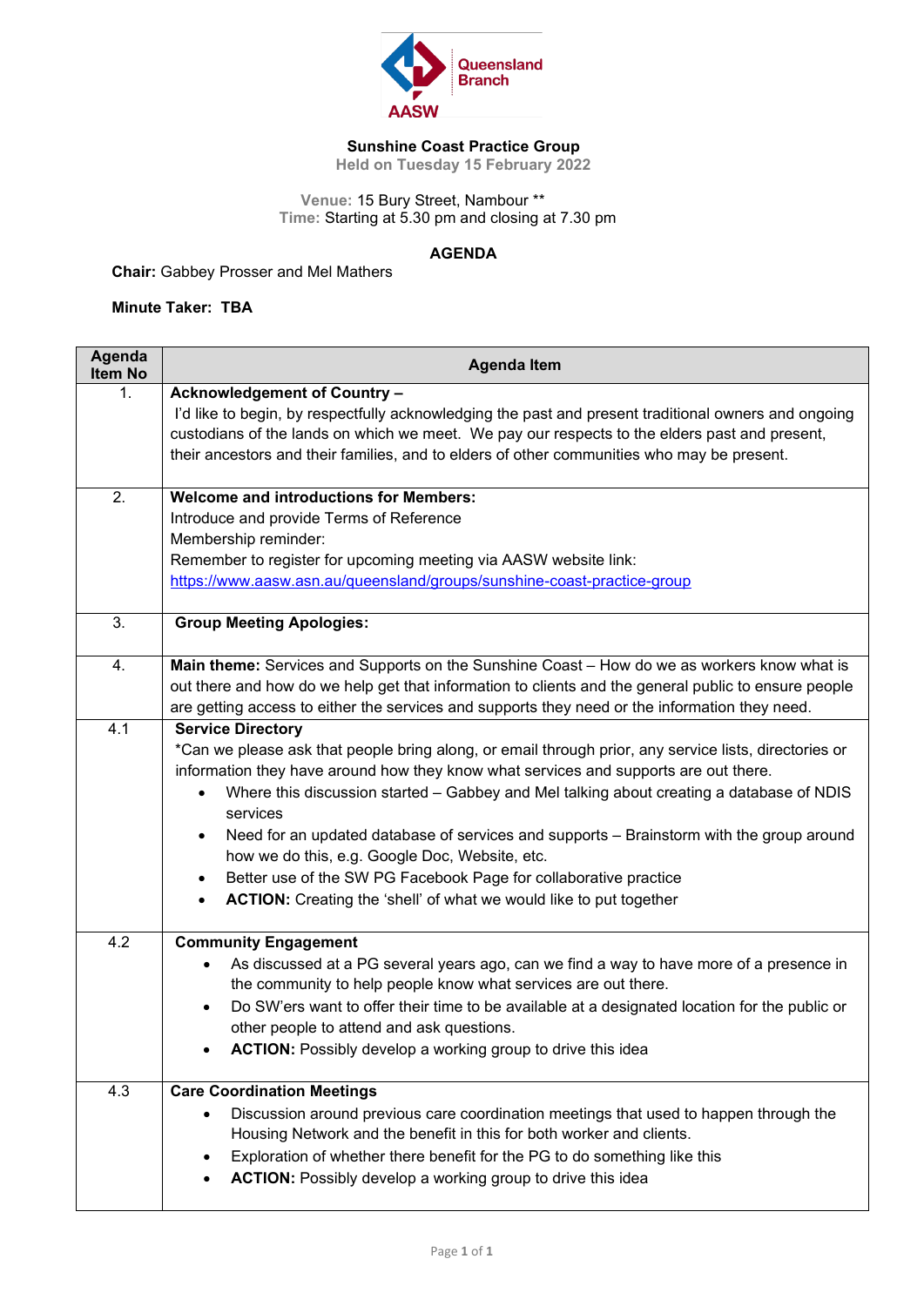Queensland Branch
AASW

**Sunshine Coast Practice Group**
Held on Tuesday 15 February 2022

Venue: 15 Bury Street, Nambour **
Time: Starting at 5.30 pm and closing at 7.30 pm

## AGENDA

**Chair:** Gabbey Prosser and Mel Mathers

**Minute Taker: TBA**

| Agenda Item No | Agenda Item |
|---|---|
| 1. | **Acknowledgement of Country –** I'd like to begin, by respectfully acknowledging the past and present traditional owners and ongoing custodians of the lands on which we meet. We pay our respects to the elders past and present, their ancestors and their families, and to elders of other communities who may be present. |
| 2. | **Welcome and introductions for Members:** Introduce and provide Terms of Reference<br>Membership reminder:<br>Remember to register for upcoming meeting via AASW website link: https://www.aasw.asn.au/queensland/groups/sunshine-coast-practice-group |
| 3. | **Group Meeting Apologies:** |
| 4. | **Main theme:** Services and Supports on the Sunshine Coast – How do we as workers know what is out there and how do we help get that information to clients and the general public to ensure people are getting access to either the services and supports they need or the information they need. |
| 4.1 | **Service Directory**<br>*Can we please ask that people bring along, or email through prior, any service lists, directories or information they have around how they know what services and supports are out there.<br>• Where this discussion started – Gabbey and Mel talking about creating a database of NDIS services<br>• Need for an updated database of services and supports – Brainstorm with the group around how we do this, e.g. Google Doc, Website, etc.<br>• Better use of the SW PG Facebook Page for collaborative practice<br>• **ACTION:** Creating the 'shell' of what we would like to put together |
| 4.2 | **Community Engagement**<br>• As discussed at a PG several years ago, can we find a way to have more of a presence in the community to help people know what services are out there.<br>• Do SW'ers want to offer their time to be available at a designated location for the public or other people to attend and ask questions.<br>• **ACTION:** Possibly develop a working group to drive this idea |
| 4.3 | **Care Coordination Meetings**<br>• Discussion around previous care coordination meetings that used to happen through the Housing Network and the benefit in this for both worker and clients.<br>• Exploration of whether there benefit for the PG to do something like this<br>• **ACTION:** Possibly develop a working group to drive this idea |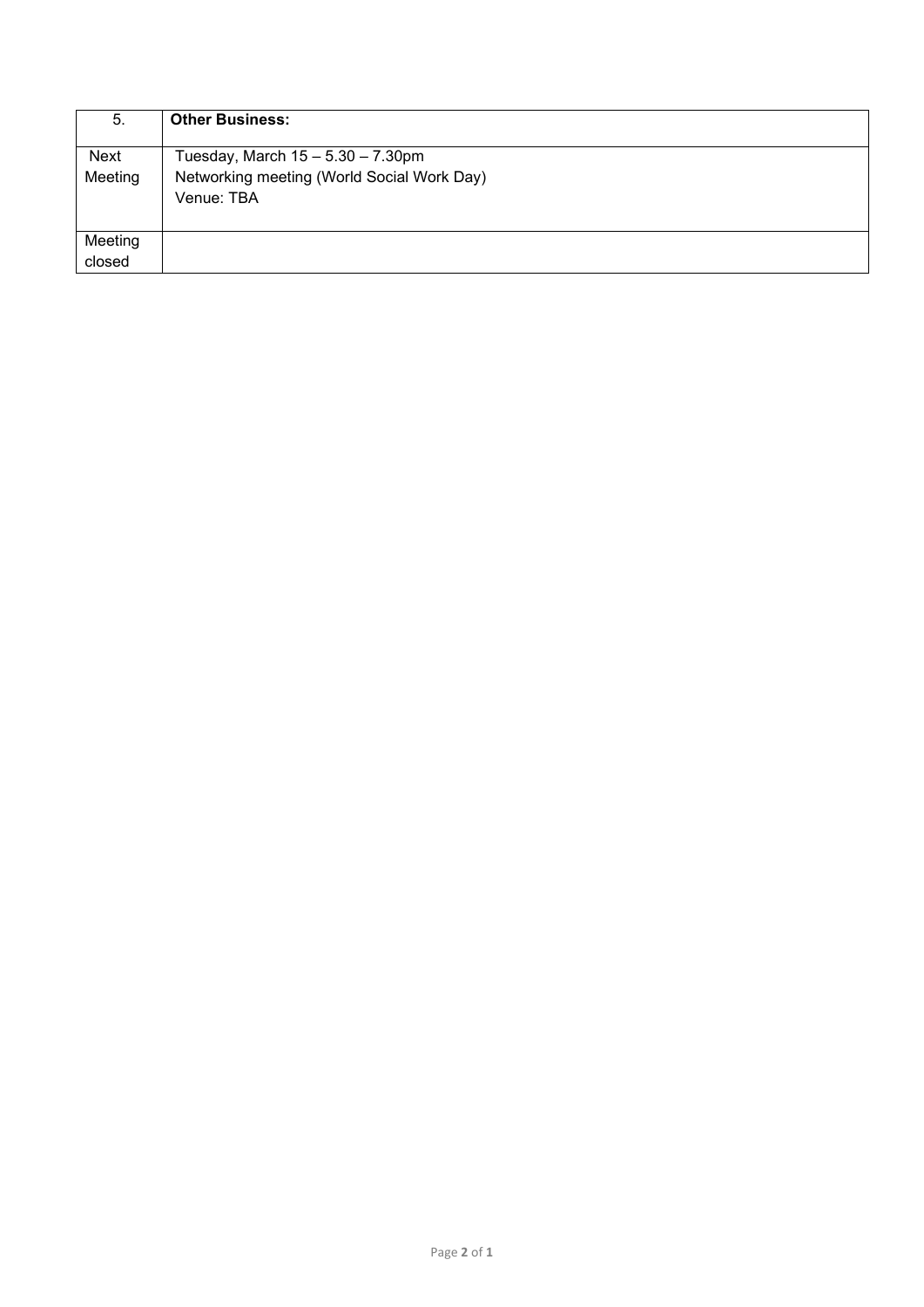| | |
|---|---|
| 5. | **Other Business:** |
| Next Meeting | Tuesday, March 15 – 5.30 – 7.30pm<br>Networking meeting (World Social Work Day)<br>Venue: TBA |
| Meeting closed | |